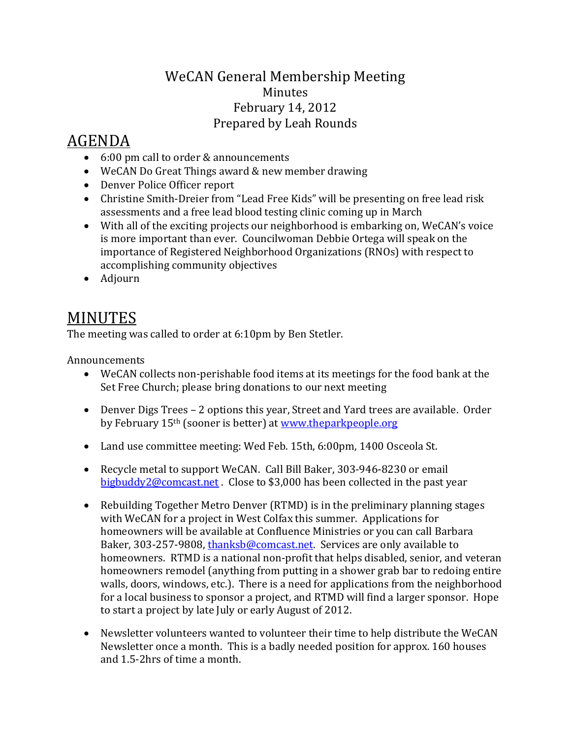# WeCAN General Membership Meeting
## Minutes
## February 14, 2012
## Prepared by Leah Rounds

# AGENDA

- 6:00 pm call to order & announcements
- WeCAN Do Great Things award & new member drawing
- Denver Police Officer report
- Christine Smith-Dreier from "Lead Free Kids" will be presenting on free lead risk assessments and a free lead blood testing clinic coming up in March
- With all of the exciting projects our neighborhood is embarking on, WeCAN's voice is more important than ever. Councilwoman Debbie Ortega will speak on the importance of Registered Neighborhood Organizations (RNOs) with respect to accomplishing community objectives
- Adjourn

# MINUTES

The meeting was called to order at 6:10pm by Ben Stetler.

Announcements

- WeCAN collects non-perishable food items at its meetings for the food bank at the Set Free Church; please bring donations to our next meeting
- Denver Digs Trees – 2 options this year, Street and Yard trees are available. Order by February 15th (sooner is better) at [www.theparkpeople.org](http://www.theparkpeople.org)
- Land use committee meeting: Wed Feb. 15th, 6:00pm, 1400 Osceola St.
- Recycle metal to support WeCAN. Call Bill Baker, 303-946-8230 or email [bigbuddy2@comcast.net](mailto:bigbuddy2@comcast.net) . Close to $3,000 has been collected in the past year
- Rebuilding Together Metro Denver (RTMD) is in the preliminary planning stages with WeCAN for a project in West Colfax this summer. Applications for homeowners will be available at Confluence Ministries or you can call Barbara Baker, 303-257-9808, [thanksb@comcast.net](mailto:thanksb@comcast.net). Services are only available to homeowners. RTMD is a national non-profit that helps disabled, senior, and veteran homeowners remodel (anything from putting in a shower grab bar to redoing entire walls, doors, windows, etc.). There is a need for applications from the neighborhood for a local business to sponsor a project, and RTMD will find a larger sponsor. Hope to start a project by late July or early August of 2012.
- Newsletter volunteers wanted to volunteer their time to help distribute the WeCAN Newsletter once a month. This is a badly needed position for approx. 160 houses and 1.5-2hrs of time a month.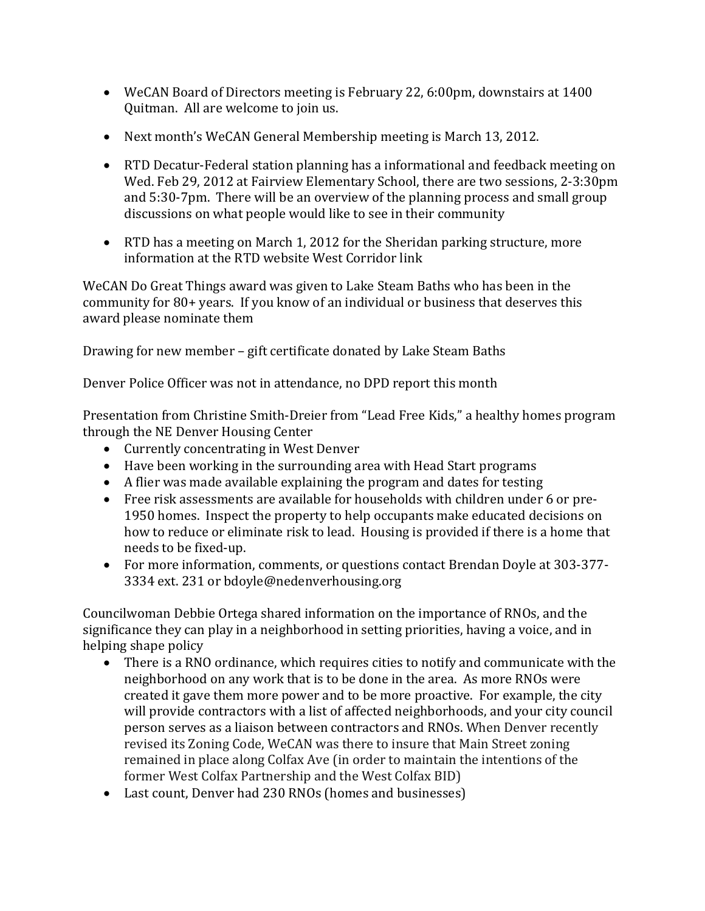- WeCAN Board of Directors meeting is February 22, 6:00pm, downstairs at 1400 Quitman. All are welcome to join us.

- Next month's WeCAN General Membership meeting is March 13, 2012.

- RTD Decatur-Federal station planning has a informational and feedback meeting on Wed. Feb 29, 2012 at Fairview Elementary School, there are two sessions, 2-3:30pm and 5:30-7pm. There will be an overview of the planning process and small group discussions on what people would like to see in their community

- RTD has a meeting on March 1, 2012 for the Sheridan parking structure, more information at the RTD website West Corridor link

WeCAN Do Great Things award was given to Lake Steam Baths who has been in the community for 80+ years. If you know of an individual or business that deserves this award please nominate them

Drawing for new member – gift certificate donated by Lake Steam Baths

Denver Police Officer was not in attendance, no DPD report this month

Presentation from Christine Smith-Dreier from "Lead Free Kids," a healthy homes program through the NE Denver Housing Center

- Currently concentrating in West Denver
- Have been working in the surrounding area with Head Start programs
- A flier was made available explaining the program and dates for testing
- Free risk assessments are available for households with children under 6 or pre-1950 homes. Inspect the property to help occupants make educated decisions on how to reduce or eliminate risk to lead. Housing is provided if there is a home that needs to be fixed-up.
- For more information, comments, or questions contact Brendan Doyle at 303-377-3334 ext. 231 or bdoyle@nedenverhousing.org

Councilwoman Debbie Ortega shared information on the importance of RNOs, and the significance they can play in a neighborhood in setting priorities, having a voice, and in helping shape policy

- There is a RNO ordinance, which requires cities to notify and communicate with the neighborhood on any work that is to be done in the area. As more RNOs were created it gave them more power and to be more proactive. For example, the city will provide contractors with a list of affected neighborhoods, and your city council person serves as a liaison between contractors and RNOs. When Denver recently revised its Zoning Code, WeCAN was there to insure that Main Street zoning remained in place along Colfax Ave (in order to maintain the intentions of the former West Colfax Partnership and the West Colfax BID)
- Last count, Denver had 230 RNOs (homes and businesses)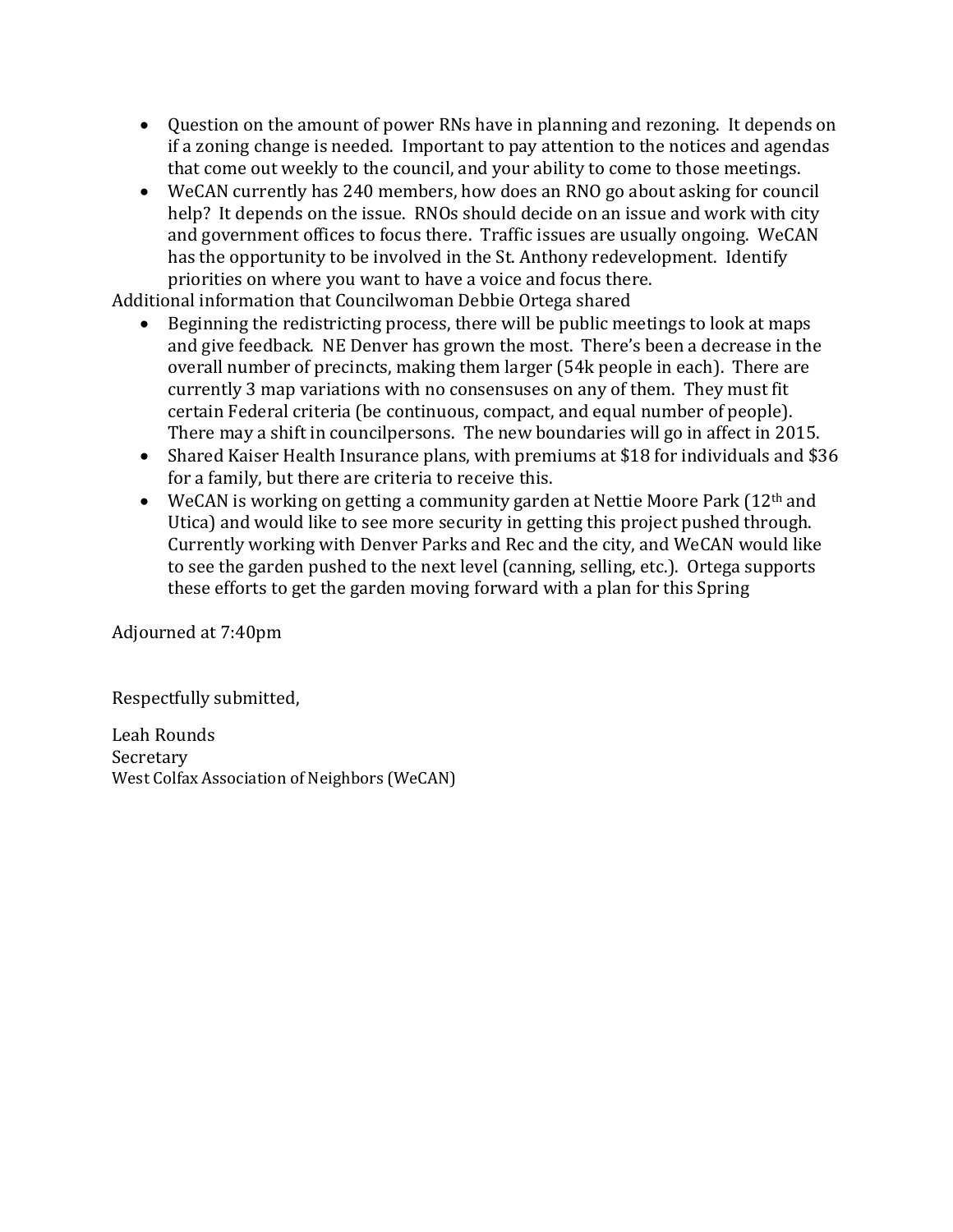- Question on the amount of power RNs have in planning and rezoning. It depends on if a zoning change is needed. Important to pay attention to the notices and agendas that come out weekly to the council, and your ability to come to those meetings.
- WeCAN currently has 240 members, how does an RNO go about asking for council help? It depends on the issue. RNOs should decide on an issue and work with city and government offices to focus there. Traffic issues are usually ongoing. WeCAN has the opportunity to be involved in the St. Anthony redevelopment. Identify priorities on where you want to have a voice and focus there.

Additional information that Councilwoman Debbie Ortega shared

- Beginning the redistricting process, there will be public meetings to look at maps and give feedback. NE Denver has grown the most. There's been a decrease in the overall number of precincts, making them larger (54k people in each). There are currently 3 map variations with no consensuses on any of them. They must fit certain Federal criteria (be continuous, compact, and equal number of people). There may a shift in councilpersons. The new boundaries will go in affect in 2015.
- Shared Kaiser Health Insurance plans, with premiums at $18 for individuals and $36 for a family, but there are criteria to receive this.
- WeCAN is working on getting a community garden at Nettie Moore Park (12th and Utica) and would like to see more security in getting this project pushed through. Currently working with Denver Parks and Rec and the city, and WeCAN would like to see the garden pushed to the next level (canning, selling, etc.). Ortega supports these efforts to get the garden moving forward with a plan for this Spring

Adjourned at 7:40pm

Respectfully submitted,

Leah Rounds
Secretary
West Colfax Association of Neighbors (WeCAN)